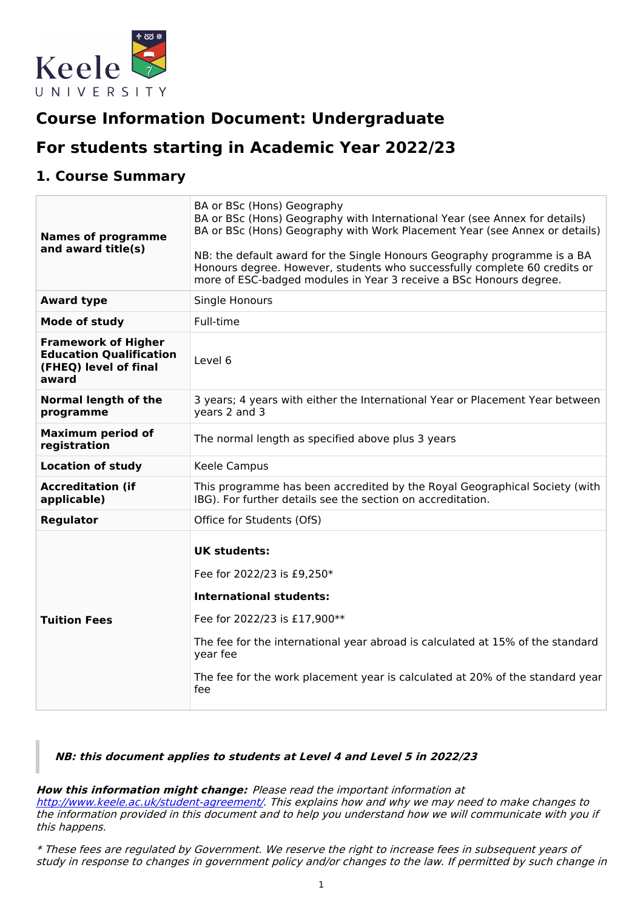# Course Information Document: Undergraduate

# For students starting in Academic Year 2022/23

## 1. Course Summary

| | |
|---|---|
| **Names of programme and award title(s)** | BA or BSc (Hons) Geography<br>BA or BSc (Hons) Geography with International Year (see Annex for details)<br>BA or BSc (Hons) Geography with Work Placement Year (see Annex or details)<br><br>NB: the default award for the Single Honours Geography programme is a BA Honours degree. However, students who successfully complete 60 credits or more of ESC-badged modules in Year 3 receive a BSc Honours degree. |
| **Award type** | Single Honours |
| **Mode of study** | Full-time |
| **Framework of Higher Education Qualification (FHEQ) level of final award** | Level 6 |
| **Normal length of the programme** | 3 years; 4 years with either the International Year or Placement Year between years 2 and 3 |
| **Maximum period of registration** | The normal length as specified above plus 3 years |
| **Location of study** | Keele Campus |
| **Accreditation (if applicable)** | This programme has been accredited by the Royal Geographical Society (with IBG). For further details see the section on accreditation. |
| **Regulator** | Office for Students (OfS) |
| **Tuition Fees** | **UK students:**<br><br>Fee for 2022/23 is £9,250*<br><br>**International students:**<br><br>Fee for 2022/23 is £17,900**<br><br>The fee for the international year abroad is calculated at 15% of the standard year fee<br><br>The fee for the work placement year is calculated at 20% of the standard year fee |

> ***NB: this document applies to students at Level 4 and Level 5 in 2022/23***

***How this information might change:*** *Please read the important information at [http://www.keele.ac.uk/student-agreement/](http://www.keele.ac.uk/student-agreement/). This explains how and why we may need to make changes to the information provided in this document and to help you understand how we will communicate with you if this happens.*

*\* These fees are regulated by Government. We reserve the right to increase fees in subsequent years of study in response to changes in government policy and/or changes to the law. If permitted by such change in*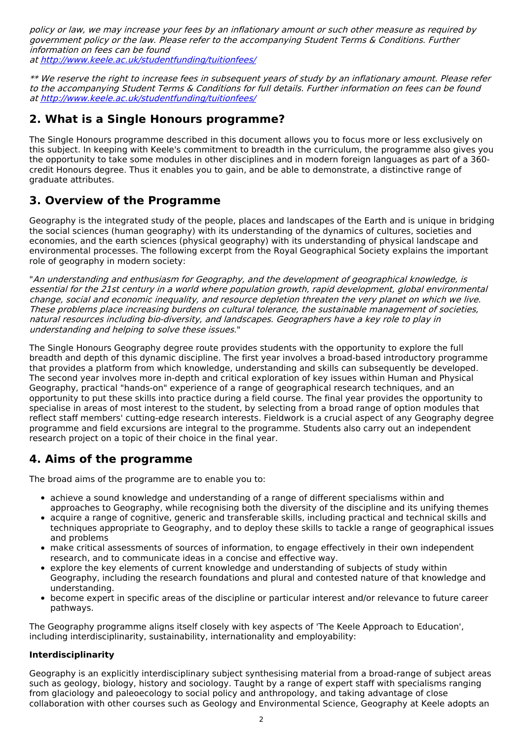*policy or law, we may increase your fees by an inflationary amount or such other measure as required by government policy or the law. Please refer to the accompanying Student Terms & Conditions. Further information on fees can be found at [http://www.keele.ac.uk/studentfunding/tuitionfees/](http://www.keele.ac.uk/studentfunding/tuitionfees/)*

*** We reserve the right to increase fees in subsequent years of study by an inflationary amount. Please refer to the accompanying Student Terms & Conditions for full details. Further information on fees can be found at [http://www.keele.ac.uk/studentfunding/tuitionfees/](http://www.keele.ac.uk/studentfunding/tuitionfees/)*

## 2. What is a Single Honours programme?

The Single Honours programme described in this document allows you to focus more or less exclusively on this subject. In keeping with Keele's commitment to breadth in the curriculum, the programme also gives you the opportunity to take some modules in other disciplines and in modern foreign languages as part of a 360-credit Honours degree. Thus it enables you to gain, and be able to demonstrate, a distinctive range of graduate attributes.

## 3. Overview of the Programme

Geography is the integrated study of the people, places and landscapes of the Earth and is unique in bridging the social sciences (human geography) with its understanding of the dynamics of cultures, societies and economies, and the earth sciences (physical geography) with its understanding of physical landscape and environmental processes. The following excerpt from the Royal Geographical Society explains the important role of geography in modern society:

"*An understanding and enthusiasm for Geography, and the development of geographical knowledge, is essential for the 21st century in a world where population growth, rapid development, global environmental change, social and economic inequality, and resource depletion threaten the very planet on which we live. These problems place increasing burdens on cultural tolerance, the sustainable management of societies, natural resources including bio-diversity, and landscapes. Geographers have a key role to play in understanding and helping to solve these issues.*"

The Single Honours Geography degree route provides students with the opportunity to explore the full breadth and depth of this dynamic discipline. The first year involves a broad-based introductory programme that provides a platform from which knowledge, understanding and skills can subsequently be developed. The second year involves more in-depth and critical exploration of key issues within Human and Physical Geography, practical "hands-on" experience of a range of geographical research techniques, and an opportunity to put these skills into practice during a field course. The final year provides the opportunity to specialise in areas of most interest to the student, by selecting from a broad range of option modules that reflect staff members' cutting-edge research interests. Fieldwork is a crucial aspect of any Geography degree programme and field excursions are integral to the programme. Students also carry out an independent research project on a topic of their choice in the final year.

## 4. Aims of the programme

The broad aims of the programme are to enable you to:

- achieve a sound knowledge and understanding of a range of different specialisms within and approaches to Geography, while recognising both the diversity of the discipline and its unifying themes
- acquire a range of cognitive, generic and transferable skills, including practical and technical skills and techniques appropriate to Geography, and to deploy these skills to tackle a range of geographical issues and problems
- make critical assessments of sources of information, to engage effectively in their own independent research, and to communicate ideas in a concise and effective way.
- explore the key elements of current knowledge and understanding of subjects of study within Geography, including the research foundations and plural and contested nature of that knowledge and understanding.
- become expert in specific areas of the discipline or particular interest and/or relevance to future career pathways.

The Geography programme aligns itself closely with key aspects of 'The Keele Approach to Education', including interdisciplinarity, sustainability, internationality and employability:

**Interdisciplinarity**

Geography is an explicitly interdisciplinary subject synthesising material from a broad-range of subject areas such as geology, biology, history and sociology. Taught by a range of expert staff with specialisms ranging from glaciology and paleoecology to social policy and anthropology, and taking advantage of close collaboration with other courses such as Geology and Environmental Science, Geography at Keele adopts an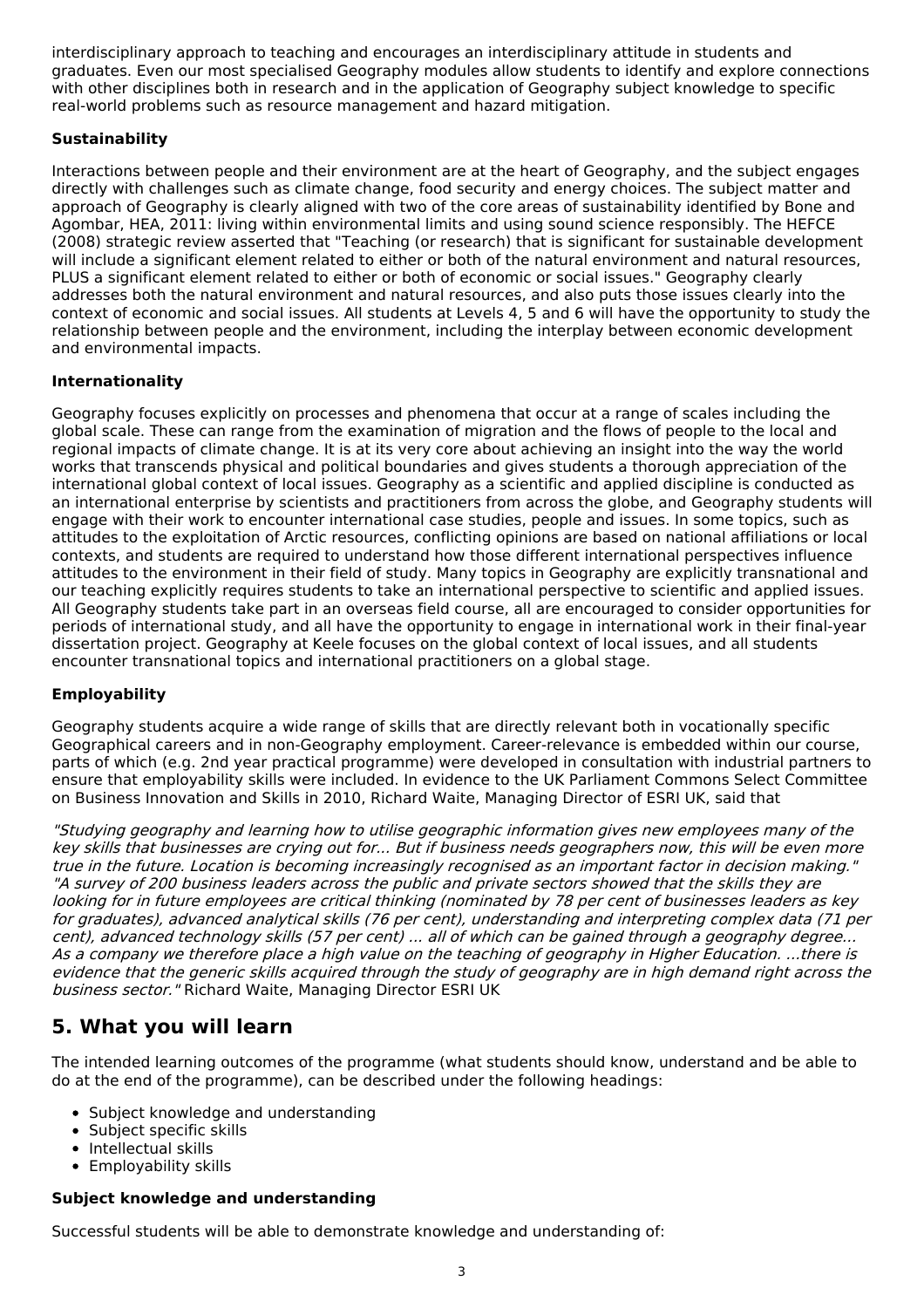interdisciplinary approach to teaching and encourages an interdisciplinary attitude in students and graduates. Even our most specialised Geography modules allow students to identify and explore connections with other disciplines both in research and in the application of Geography subject knowledge to specific real-world problems such as resource management and hazard mitigation.

**Sustainability**

Interactions between people and their environment are at the heart of Geography, and the subject engages directly with challenges such as climate change, food security and energy choices. The subject matter and approach of Geography is clearly aligned with two of the core areas of sustainability identified by Bone and Agombar, HEA, 2011: living within environmental limits and using sound science responsibly. The HEFCE (2008) strategic review asserted that "Teaching (or research) that is significant for sustainable development will include a significant element related to either or both of the natural environment and natural resources, PLUS a significant element related to either or both of economic or social issues." Geography clearly addresses both the natural environment and natural resources, and also puts those issues clearly into the context of economic and social issues. All students at Levels 4, 5 and 6 will have the opportunity to study the relationship between people and the environment, including the interplay between economic development and environmental impacts.

**Internationality**

Geography focuses explicitly on processes and phenomena that occur at a range of scales including the global scale. These can range from the examination of migration and the flows of people to the local and regional impacts of climate change. It is at its very core about achieving an insight into the way the world works that transcends physical and political boundaries and gives students a thorough appreciation of the international global context of local issues. Geography as a scientific and applied discipline is conducted as an international enterprise by scientists and practitioners from across the globe, and Geography students will engage with their work to encounter international case studies, people and issues. In some topics, such as attitudes to the exploitation of Arctic resources, conflicting opinions are based on national affiliations or local contexts, and students are required to understand how those different international perspectives influence attitudes to the environment in their field of study. Many topics in Geography are explicitly transnational and our teaching explicitly requires students to take an international perspective to scientific and applied issues. All Geography students take part in an overseas field course, all are encouraged to consider opportunities for periods of international study, and all have the opportunity to engage in international work in their final-year dissertation project. Geography at Keele focuses on the global context of local issues, and all students encounter transnational topics and international practitioners on a global stage.

**Employability**

Geography students acquire a wide range of skills that are directly relevant both in vocationally specific Geographical careers and in non-Geography employment. Career-relevance is embedded within our course, parts of which (e.g. 2nd year practical programme) were developed in consultation with industrial partners to ensure that employability skills were included. In evidence to the UK Parliament Commons Select Committee on Business Innovation and Skills in 2010, Richard Waite, Managing Director of ESRI UK, said that

*"Studying geography and learning how to utilise geographic information gives new employees many of the key skills that businesses are crying out for... But if business needs geographers now, this will be even more true in the future. Location is becoming increasingly recognised as an important factor in decision making." "A survey of 200 business leaders across the public and private sectors showed that the skills they are looking for in future employees are critical thinking (nominated by 78 per cent of businesses leaders as key for graduates), advanced analytical skills (76 per cent), understanding and interpreting complex data (71 per cent), advanced technology skills (57 per cent) ... all of which can be gained through a geography degree... As a company we therefore place a high value on the teaching of geography in Higher Education. ...there is evidence that the generic skills acquired through the study of geography are in high demand right across the business sector."* Richard Waite, Managing Director ESRI UK

## 5. What you will learn

The intended learning outcomes of the programme (what students should know, understand and be able to do at the end of the programme), can be described under the following headings:

- Subject knowledge and understanding
- Subject specific skills
- Intellectual skills
- Employability skills

**Subject knowledge and understanding**

Successful students will be able to demonstrate knowledge and understanding of: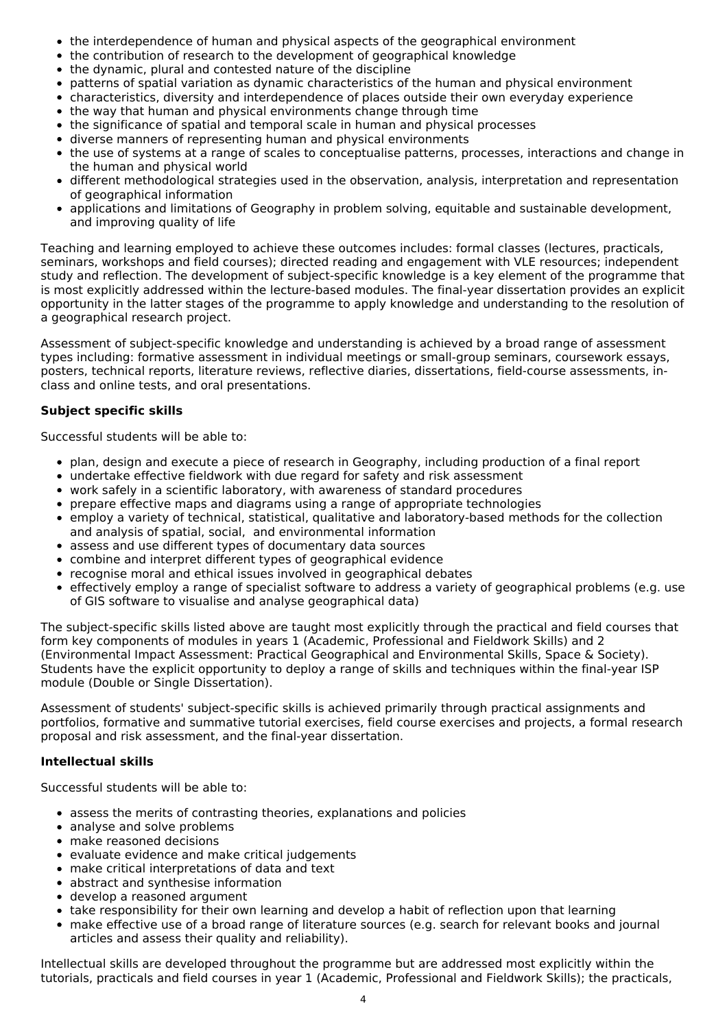- the interdependence of human and physical aspects of the geographical environment
- the contribution of research to the development of geographical knowledge
- the dynamic, plural and contested nature of the discipline
- patterns of spatial variation as dynamic characteristics of the human and physical environment
- characteristics, diversity and interdependence of places outside their own everyday experience
- the way that human and physical environments change through time
- the significance of spatial and temporal scale in human and physical processes
- diverse manners of representing human and physical environments
- the use of systems at a range of scales to conceptualise patterns, processes, interactions and change in the human and physical world
- different methodological strategies used in the observation, analysis, interpretation and representation of geographical information
- applications and limitations of Geography in problem solving, equitable and sustainable development, and improving quality of life

Teaching and learning employed to achieve these outcomes includes: formal classes (lectures, practicals, seminars, workshops and field courses); directed reading and engagement with VLE resources; independent study and reflection. The development of subject-specific knowledge is a key element of the programme that is most explicitly addressed within the lecture-based modules. The final-year dissertation provides an explicit opportunity in the latter stages of the programme to apply knowledge and understanding to the resolution of a geographical research project.

Assessment of subject-specific knowledge and understanding is achieved by a broad range of assessment types including: formative assessment in individual meetings or small-group seminars, coursework essays, posters, technical reports, literature reviews, reflective diaries, dissertations, field-course assessments, in-class and online tests, and oral presentations.

**Subject specific skills**

Successful students will be able to:

- plan, design and execute a piece of research in Geography, including production of a final report
- undertake effective fieldwork with due regard for safety and risk assessment
- work safely in a scientific laboratory, with awareness of standard procedures
- prepare effective maps and diagrams using a range of appropriate technologies
- employ a variety of technical, statistical, qualitative and laboratory-based methods for the collection and analysis of spatial, social, and environmental information
- assess and use different types of documentary data sources
- combine and interpret different types of geographical evidence
- recognise moral and ethical issues involved in geographical debates
- effectively employ a range of specialist software to address a variety of geographical problems (e.g. use of GIS software to visualise and analyse geographical data)

The subject-specific skills listed above are taught most explicitly through the practical and field courses that form key components of modules in years 1 (Academic, Professional and Fieldwork Skills) and 2 (Environmental Impact Assessment: Practical Geographical and Environmental Skills, Space & Society). Students have the explicit opportunity to deploy a range of skills and techniques within the final-year ISP module (Double or Single Dissertation).

Assessment of students' subject-specific skills is achieved primarily through practical assignments and portfolios, formative and summative tutorial exercises, field course exercises and projects, a formal research proposal and risk assessment, and the final-year dissertation.

**Intellectual skills**

Successful students will be able to:

- assess the merits of contrasting theories, explanations and policies
- analyse and solve problems
- make reasoned decisions
- evaluate evidence and make critical judgements
- make critical interpretations of data and text
- abstract and synthesise information
- develop a reasoned argument
- take responsibility for their own learning and develop a habit of reflection upon that learning
- make effective use of a broad range of literature sources (e.g. search for relevant books and journal articles and assess their quality and reliability).

Intellectual skills are developed throughout the programme but are addressed most explicitly within the tutorials, practicals and field courses in year 1 (Academic, Professional and Fieldwork Skills); the practicals,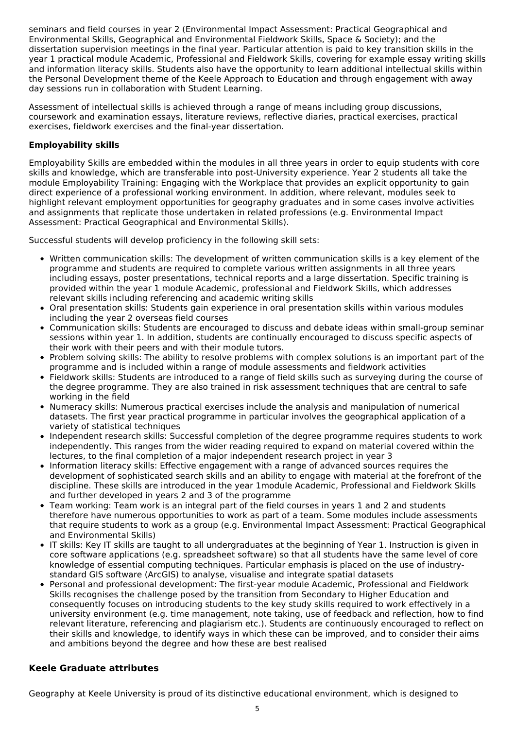seminars and field courses in year 2 (Environmental Impact Assessment: Practical Geographical and Environmental Skills, Geographical and Environmental Fieldwork Skills, Space & Society); and the dissertation supervision meetings in the final year. Particular attention is paid to key transition skills in the year 1 practical module Academic, Professional and Fieldwork Skills, covering for example essay writing skills and information literacy skills. Students also have the opportunity to learn additional intellectual skills within the Personal Development theme of the Keele Approach to Education and through engagement with away day sessions run in collaboration with Student Learning.

Assessment of intellectual skills is achieved through a range of means including group discussions, coursework and examination essays, literature reviews, reflective diaries, practical exercises, practical exercises, fieldwork exercises and the final-year dissertation.

**Employability skills**

Employability Skills are embedded within the modules in all three years in order to equip students with core skills and knowledge, which are transferable into post-University experience. Year 2 students all take the module Employability Training: Engaging with the Workplace that provides an explicit opportunity to gain direct experience of a professional working environment. In addition, where relevant, modules seek to highlight relevant employment opportunities for geography graduates and in some cases involve activities and assignments that replicate those undertaken in related professions (e.g. Environmental Impact Assessment: Practical Geographical and Environmental Skills).

Successful students will develop proficiency in the following skill sets:

- Written communication skills: The development of written communication skills is a key element of the programme and students are required to complete various written assignments in all three years including essays, poster presentations, technical reports and a large dissertation. Specific training is provided within the year 1 module Academic, professional and Fieldwork Skills, which addresses relevant skills including referencing and academic writing skills
- Oral presentation skills: Students gain experience in oral presentation skills within various modules including the year 2 overseas field courses
- Communication skills: Students are encouraged to discuss and debate ideas within small-group seminar sessions within year 1. In addition, students are continually encouraged to discuss specific aspects of their work with their peers and with their module tutors.
- Problem solving skills: The ability to resolve problems with complex solutions is an important part of the programme and is included within a range of module assessments and fieldwork activities
- Fieldwork skills: Students are introduced to a range of field skills such as surveying during the course of the degree programme. They are also trained in risk assessment techniques that are central to safe working in the field
- Numeracy skills: Numerous practical exercises include the analysis and manipulation of numerical datasets. The first year practical programme in particular involves the geographical application of a variety of statistical techniques
- Independent research skills: Successful completion of the degree programme requires students to work independently. This ranges from the wider reading required to expand on material covered within the lectures, to the final completion of a major independent research project in year 3
- Information literacy skills: Effective engagement with a range of advanced sources requires the development of sophisticated search skills and an ability to engage with material at the forefront of the discipline. These skills are introduced in the year 1module Academic, Professional and Fieldwork Skills and further developed in years 2 and 3 of the programme
- Team working: Team work is an integral part of the field courses in years 1 and 2 and students therefore have numerous opportunities to work as part of a team. Some modules include assessments that require students to work as a group (e.g. Environmental Impact Assessment: Practical Geographical and Environmental Skills)
- IT skills: Key IT skills are taught to all undergraduates at the beginning of Year 1. Instruction is given in core software applications (e.g. spreadsheet software) so that all students have the same level of core knowledge of essential computing techniques. Particular emphasis is placed on the use of industry-standard GIS software (ArcGIS) to analyse, visualise and integrate spatial datasets
- Personal and professional development: The first-year module Academic, Professional and Fieldwork Skills recognises the challenge posed by the transition from Secondary to Higher Education and consequently focuses on introducing students to the key study skills required to work effectively in a university environment (e.g. time management, note taking, use of feedback and reflection, how to find relevant literature, referencing and plagiarism etc.). Students are continuously encouraged to reflect on their skills and knowledge, to identify ways in which these can be improved, and to consider their aims and ambitions beyond the degree and how these are best realised

### Keele Graduate attributes

Geography at Keele University is proud of its distinctive educational environment, which is designed to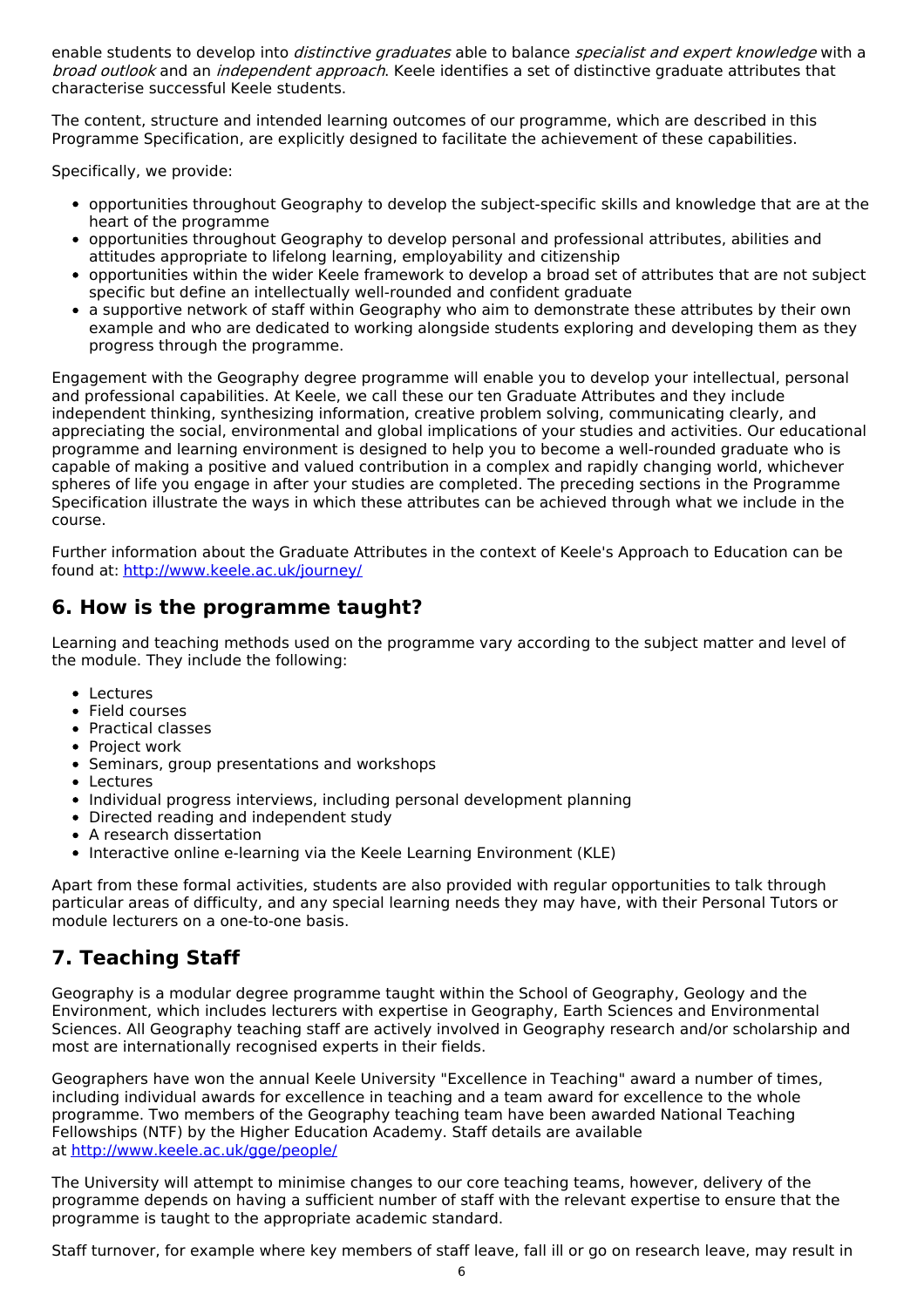enable students to develop into *distinctive graduates* able to balance *specialist and expert knowledge* with a *broad outlook* and an *independent approach*. Keele identifies a set of distinctive graduate attributes that characterise successful Keele students.

The content, structure and intended learning outcomes of our programme, which are described in this Programme Specification, are explicitly designed to facilitate the achievement of these capabilities.

Specifically, we provide:

- opportunities throughout Geography to develop the subject-specific skills and knowledge that are at the heart of the programme
- opportunities throughout Geography to develop personal and professional attributes, abilities and attitudes appropriate to lifelong learning, employability and citizenship
- opportunities within the wider Keele framework to develop a broad set of attributes that are not subject specific but define an intellectually well-rounded and confident graduate
- a supportive network of staff within Geography who aim to demonstrate these attributes by their own example and who are dedicated to working alongside students exploring and developing them as they progress through the programme.

Engagement with the Geography degree programme will enable you to develop your intellectual, personal and professional capabilities. At Keele, we call these our ten Graduate Attributes and they include independent thinking, synthesizing information, creative problem solving, communicating clearly, and appreciating the social, environmental and global implications of your studies and activities. Our educational programme and learning environment is designed to help you to become a well-rounded graduate who is capable of making a positive and valued contribution in a complex and rapidly changing world, whichever spheres of life you engage in after your studies are completed. The preceding sections in the Programme Specification illustrate the ways in which these attributes can be achieved through what we include in the course.

Further information about the Graduate Attributes in the context of Keele's Approach to Education can be found at: [http://www.keele.ac.uk/journey/](http://www.keele.ac.uk/journey/)

## 6. How is the programme taught?

Learning and teaching methods used on the programme vary according to the subject matter and level of the module. They include the following:

- Lectures
- Field courses
- Practical classes
- Project work
- Seminars, group presentations and workshops
- Lectures
- Individual progress interviews, including personal development planning
- Directed reading and independent study
- A research dissertation
- Interactive online e-learning via the Keele Learning Environment (KLE)

Apart from these formal activities, students are also provided with regular opportunities to talk through particular areas of difficulty, and any special learning needs they may have, with their Personal Tutors or module lecturers on a one-to-one basis.

## 7. Teaching Staff

Geography is a modular degree programme taught within the School of Geography, Geology and the Environment, which includes lecturers with expertise in Geography, Earth Sciences and Environmental Sciences. All Geography teaching staff are actively involved in Geography research and/or scholarship and most are internationally recognised experts in their fields.

Geographers have won the annual Keele University "Excellence in Teaching" award a number of times, including individual awards for excellence in teaching and a team award for excellence to the whole programme. Two members of the Geography teaching team have been awarded National Teaching Fellowships (NTF) by the Higher Education Academy. Staff details are available at [http://www.keele.ac.uk/gge/people/](http://www.keele.ac.uk/gge/people/)

The University will attempt to minimise changes to our core teaching teams, however, delivery of the programme depends on having a sufficient number of staff with the relevant expertise to ensure that the programme is taught to the appropriate academic standard.

Staff turnover, for example where key members of staff leave, fall ill or go on research leave, may result in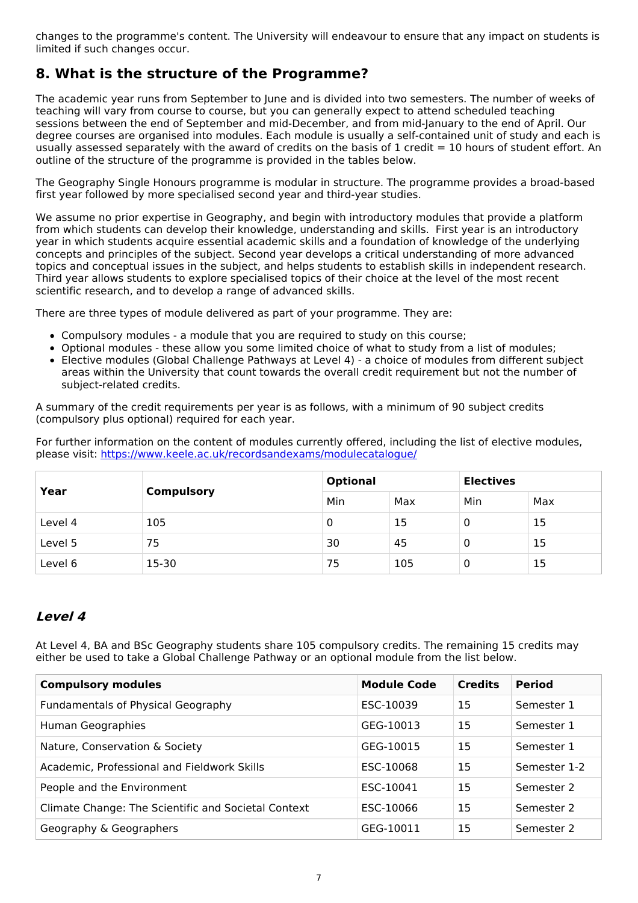changes to the programme's content. The University will endeavour to ensure that any impact on students is limited if such changes occur.

## 8. What is the structure of the Programme?

The academic year runs from September to June and is divided into two semesters. The number of weeks of teaching will vary from course to course, but you can generally expect to attend scheduled teaching sessions between the end of September and mid-December, and from mid-January to the end of April. Our degree courses are organised into modules. Each module is usually a self-contained unit of study and each is usually assessed separately with the award of credits on the basis of 1 credit = 10 hours of student effort. An outline of the structure of the programme is provided in the tables below.

The Geography Single Honours programme is modular in structure. The programme provides a broad-based first year followed by more specialised second year and third-year studies.

We assume no prior expertise in Geography, and begin with introductory modules that provide a platform from which students can develop their knowledge, understanding and skills. First year is an introductory year in which students acquire essential academic skills and a foundation of knowledge of the underlying concepts and principles of the subject. Second year develops a critical understanding of more advanced topics and conceptual issues in the subject, and helps students to establish skills in independent research. Third year allows students to explore specialised topics of their choice at the level of the most recent scientific research, and to develop a range of advanced skills.

There are three types of module delivered as part of your programme. They are:

- Compulsory modules - a module that you are required to study on this course;
- Optional modules - these allow you some limited choice of what to study from a list of modules;
- Elective modules (Global Challenge Pathways at Level 4) - a choice of modules from different subject areas within the University that count towards the overall credit requirement but not the number of subject-related credits.

A summary of the credit requirements per year is as follows, with a minimum of 90 subject credits (compulsory plus optional) required for each year.

For further information on the content of modules currently offered, including the list of elective modules, please visit: [https://www.keele.ac.uk/recordsandexams/modulecatalogue/](https://www.keele.ac.uk/recordsandexams/modulecatalogue/)

| Year | Compulsory | Optional | | Electives | |
|---|---|---|---|---|---|
| | | Min | Max | Min | Max |
| Level 4 | 105 | 0 | 15 | 0 | 15 |
| Level 5 | 75 | 30 | 45 | 0 | 15 |
| Level 6 | 15-30 | 75 | 105 | 0 | 15 |

### *Level 4*

At Level 4, BA and BSc Geography students share 105 compulsory credits. The remaining 15 credits may either be used to take a Global Challenge Pathway or an optional module from the list below.

| Compulsory modules | Module Code | Credits | Period |
|---|---|---|---|
| Fundamentals of Physical Geography | ESC-10039 | 15 | Semester 1 |
| Human Geographies | GEG-10013 | 15 | Semester 1 |
| Nature, Conservation & Society | GEG-10015 | 15 | Semester 1 |
| Academic, Professional and Fieldwork Skills | ESC-10068 | 15 | Semester 1-2 |
| People and the Environment | ESC-10041 | 15 | Semester 2 |
| Climate Change: The Scientific and Societal Context | ESC-10066 | 15 | Semester 2 |
| Geography & Geographers | GEG-10011 | 15 | Semester 2 |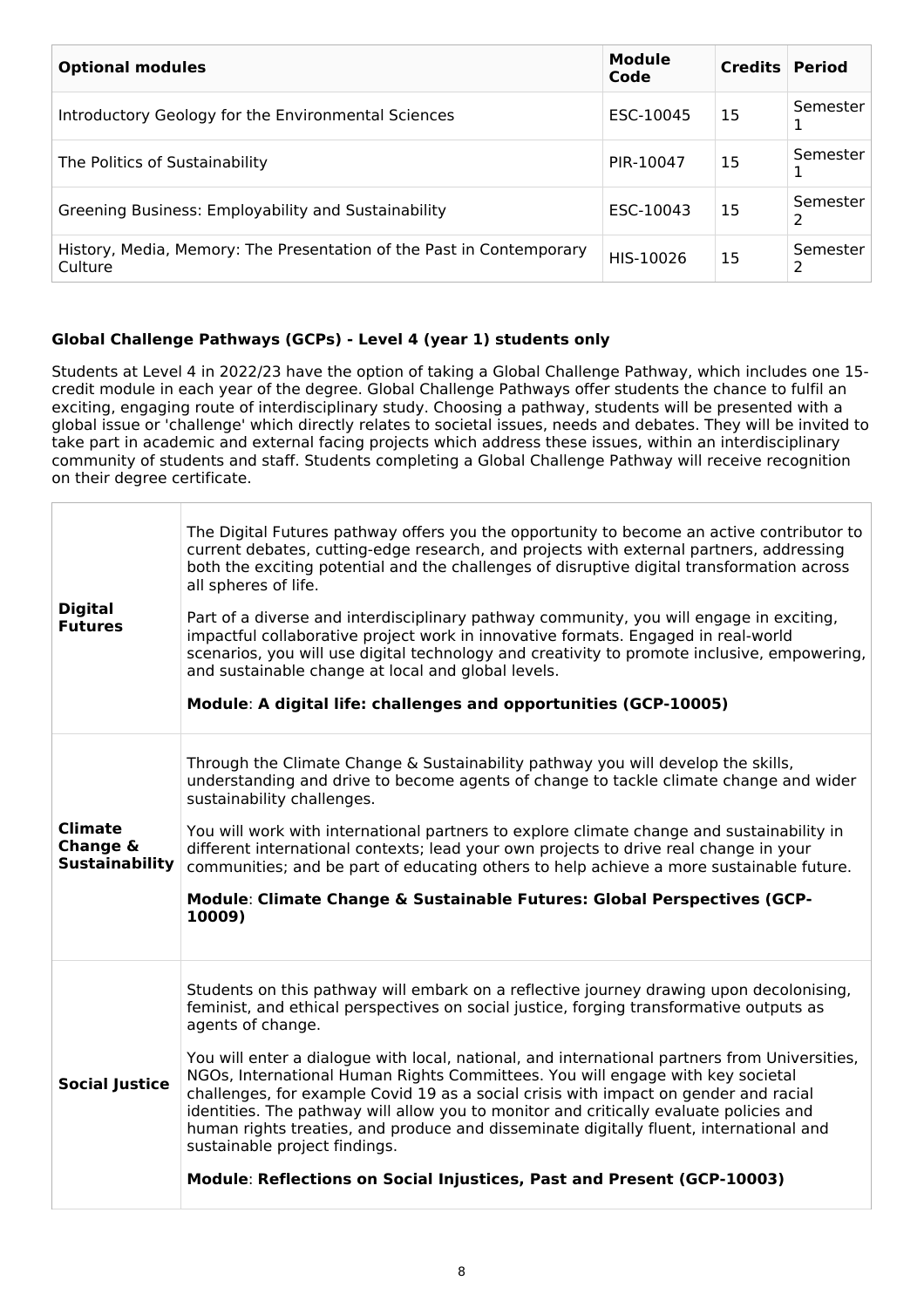| **Optional modules** | **Module Code** | **Credits** | **Period** |
|---|---|---|---|
| Introductory Geology for the Environmental Sciences | ESC-10045 | 15 | Semester 1 |
| The Politics of Sustainability | PIR-10047 | 15 | Semester 1 |
| Greening Business: Employability and Sustainability | ESC-10043 | 15 | Semester 2 |
| History, Media, Memory: The Presentation of the Past in Contemporary Culture | HIS-10026 | 15 | Semester 2 |

### Global Challenge Pathways (GCPs) - Level 4 (year 1) students only

Students at Level 4 in 2022/23 have the option of taking a Global Challenge Pathway, which includes one 15-credit module in each year of the degree. Global Challenge Pathways offer students the chance to fulfil an exciting, engaging route of interdisciplinary study. Choosing a pathway, students will be presented with a global issue or 'challenge' which directly relates to societal issues, needs and debates. They will be invited to take part in academic and external facing projects which address these issues, within an interdisciplinary community of students and staff. Students completing a Global Challenge Pathway will receive recognition on their degree certificate.

| | |
|---|---|
| **Digital Futures** | The Digital Futures pathway offers you the opportunity to become an active contributor to current debates, cutting-edge research, and projects with external partners, addressing both the exciting potential and the challenges of disruptive digital transformation across all spheres of life.<br><br>Part of a diverse and interdisciplinary pathway community, you will engage in exciting, impactful collaborative project work in innovative formats. Engaged in real-world scenarios, you will use digital technology and creativity to promote inclusive, empowering, and sustainable change at local and global levels.<br><br>**Module**: **A digital life: challenges and opportunities (GCP-10005)** |
| **Climate Change & Sustainability** | Through the Climate Change & Sustainability pathway you will develop the skills, understanding and drive to become agents of change to tackle climate change and wider sustainability challenges.<br><br>You will work with international partners to explore climate change and sustainability in different international contexts; lead your own projects to drive real change in your communities; and be part of educating others to help achieve a more sustainable future.<br><br>**Module**: **Climate Change & Sustainable Futures: Global Perspectives (GCP-10009)** |
| **Social Justice** | Students on this pathway will embark on a reflective journey drawing upon decolonising, feminist, and ethical perspectives on social justice, forging transformative outputs as agents of change.<br><br>You will enter a dialogue with local, national, and international partners from Universities, NGOs, International Human Rights Committees. You will engage with key societal challenges, for example Covid 19 as a social crisis with impact on gender and racial identities. The pathway will allow you to monitor and critically evaluate policies and human rights treaties, and produce and disseminate digitally fluent, international and sustainable project findings.<br><br>**Module**: **Reflections on Social Injustices, Past and Present (GCP-10003)** |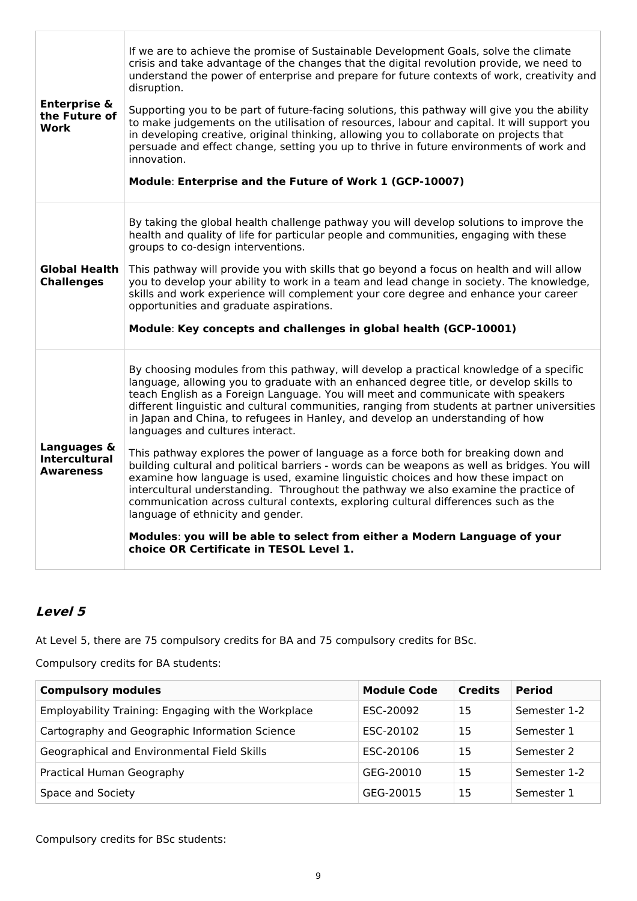| | |
|---|---|
| **Enterprise & the Future of Work** | If we are to achieve the promise of Sustainable Development Goals, solve the climate crisis and take advantage of the changes that the digital revolution provide, we need to understand the power of enterprise and prepare for future contexts of work, creativity and disruption.<br><br>Supporting you to be part of future-facing solutions, this pathway will give you the ability to make judgements on the utilisation of resources, labour and capital. It will support you in developing creative, original thinking, allowing you to collaborate on projects that persuade and effect change, setting you up to thrive in future environments of work and innovation.<br><br>**Module**: **Enterprise and the Future of Work 1 (GCP-10007)** |
| **Global Health Challenges** | By taking the global health challenge pathway you will develop solutions to improve the health and quality of life for particular people and communities, engaging with these groups to co-design interventions.<br><br>This pathway will provide you with skills that go beyond a focus on health and will allow you to develop your ability to work in a team and lead change in society. The knowledge, skills and work experience will complement your core degree and enhance your career opportunities and graduate aspirations.<br><br>**Module**: **Key concepts and challenges in global health (GCP-10001)** |
| **Languages & Intercultural Awareness** | By choosing modules from this pathway, will develop a practical knowledge of a specific language, allowing you to graduate with an enhanced degree title, or develop skills to teach English as a Foreign Language. You will meet and communicate with speakers different linguistic and cultural communities, ranging from students at partner universities in Japan and China, to refugees in Hanley, and develop an understanding of how languages and cultures interact.<br><br>This pathway explores the power of language as a force both for breaking down and building cultural and political barriers - words can be weapons as well as bridges. You will examine how language is used, examine linguistic choices and how these impact on intercultural understanding. Throughout the pathway we also examine the practice of communication across cultural contexts, exploring cultural differences such as the language of ethnicity and gender.<br><br>**Modules**: **you will be able to select from either a Modern Language of your choice OR Certificate in TESOL Level 1.** |

## *Level 5*

At Level 5, there are 75 compulsory credits for BA and 75 compulsory credits for BSc.

Compulsory credits for BA students:

| Compulsory modules | Module Code | Credits | Period |
|---|---|---|---|
| Employability Training: Engaging with the Workplace | ESC-20092 | 15 | Semester 1-2 |
| Cartography and Geographic Information Science | ESC-20102 | 15 | Semester 1 |
| Geographical and Environmental Field Skills | ESC-20106 | 15 | Semester 2 |
| Practical Human Geography | GEG-20010 | 15 | Semester 1-2 |
| Space and Society | GEG-20015 | 15 | Semester 1 |

Compulsory credits for BSc students: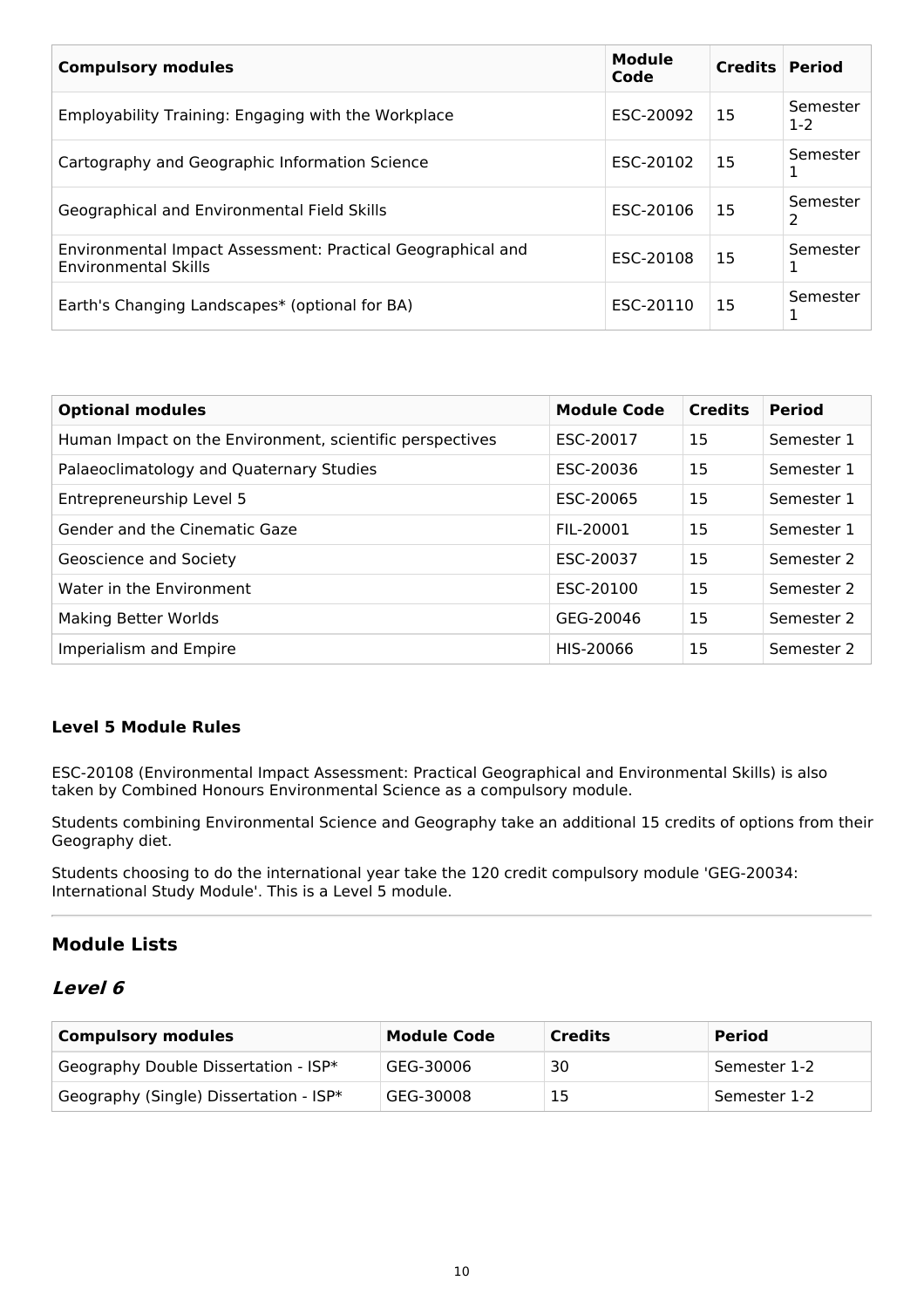| Compulsory modules | Module Code | Credits | Period |
|---|---|---|---|
| Employability Training: Engaging with the Workplace | ESC-20092 | 15 | Semester 1-2 |
| Cartography and Geographic Information Science | ESC-20102 | 15 | Semester 1 |
| Geographical and Environmental Field Skills | ESC-20106 | 15 | Semester 2 |
| Environmental Impact Assessment: Practical Geographical and Environmental Skills | ESC-20108 | 15 | Semester 1 |
| Earth's Changing Landscapes* (optional for BA) | ESC-20110 | 15 | Semester 1 |

| Optional modules | Module Code | Credits | Period |
|---|---|---|---|
| Human Impact on the Environment, scientific perspectives | ESC-20017 | 15 | Semester 1 |
| Palaeoclimatology and Quaternary Studies | ESC-20036 | 15 | Semester 1 |
| Entrepreneurship Level 5 | ESC-20065 | 15 | Semester 1 |
| Gender and the Cinematic Gaze | FIL-20001 | 15 | Semester 1 |
| Geoscience and Society | ESC-20037 | 15 | Semester 2 |
| Water in the Environment | ESC-20100 | 15 | Semester 2 |
| Making Better Worlds | GEG-20046 | 15 | Semester 2 |
| Imperialism and Empire | HIS-20066 | 15 | Semester 2 |

#### Level 5 Module Rules

ESC-20108 (Environmental Impact Assessment: Practical Geographical and Environmental Skills) is also taken by Combined Honours Environmental Science as a compulsory module.

Students combining Environmental Science and Geography take an additional 15 credits of options from their Geography diet.

Students choosing to do the international year take the 120 credit compulsory module 'GEG-20034: International Study Module'. This is a Level 5 module.

---

## Module Lists

### *Level 6*

| Compulsory modules | Module Code | Credits | Period |
|---|---|---|---|
| Geography Double Dissertation - ISP* | GEG-30006 | 30 | Semester 1-2 |
| Geography (Single) Dissertation - ISP* | GEG-30008 | 15 | Semester 1-2 |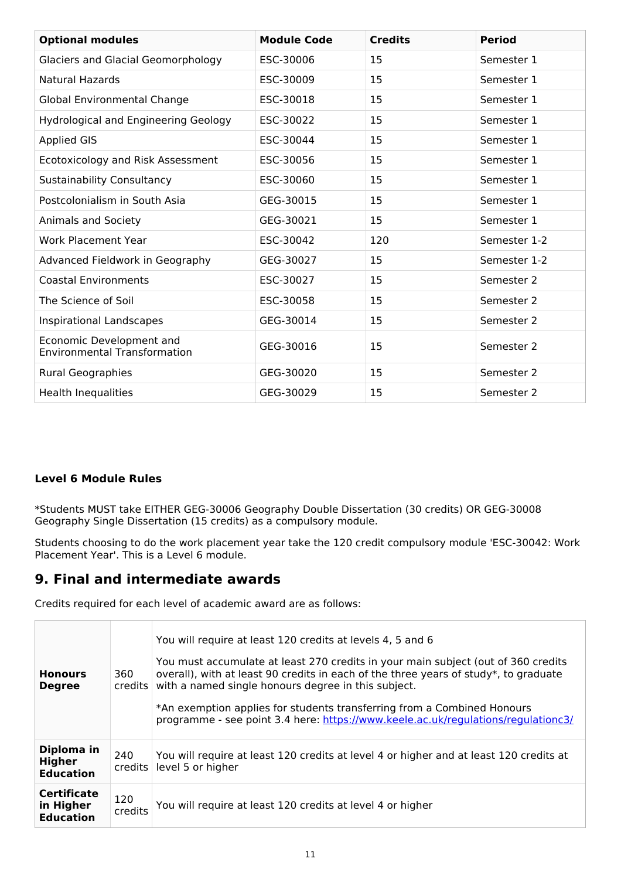| Optional modules | Module Code | Credits | Period |
|---|---|---|---|
| Glaciers and Glacial Geomorphology | ESC-30006 | 15 | Semester 1 |
| Natural Hazards | ESC-30009 | 15 | Semester 1 |
| Global Environmental Change | ESC-30018 | 15 | Semester 1 |
| Hydrological and Engineering Geology | ESC-30022 | 15 | Semester 1 |
| Applied GIS | ESC-30044 | 15 | Semester 1 |
| Ecotoxicology and Risk Assessment | ESC-30056 | 15 | Semester 1 |
| Sustainability Consultancy | ESC-30060 | 15 | Semester 1 |
| Postcolonialism in South Asia | GEG-30015 | 15 | Semester 1 |
| Animals and Society | GEG-30021 | 15 | Semester 1 |
| Work Placement Year | ESC-30042 | 120 | Semester 1-2 |
| Advanced Fieldwork in Geography | GEG-30027 | 15 | Semester 1-2 |
| Coastal Environments | ESC-30027 | 15 | Semester 2 |
| The Science of Soil | ESC-30058 | 15 | Semester 2 |
| Inspirational Landscapes | GEG-30014 | 15 | Semester 2 |
| Economic Development and Environmental Transformation | GEG-30016 | 15 | Semester 2 |
| Rural Geographies | GEG-30020 | 15 | Semester 2 |
| Health Inequalities | GEG-30029 | 15 | Semester 2 |

**Level 6 Module Rules**

*Students MUST take EITHER GEG-30006 Geography Double Dissertation (30 credits) OR GEG-30008 Geography Single Dissertation (15 credits) as a compulsory module.

Students choosing to do the work placement year take the 120 credit compulsory module 'ESC-30042: Work Placement Year'. This is a Level 6 module.

## 9. Final and intermediate awards

Credits required for each level of academic award are as follows:

| | | |
|---|---|---|
| **Honours Degree** | 360 credits | You will require at least 120 credits at levels 4, 5 and 6<br><br>You must accumulate at least 270 credits in your main subject (out of 360 credits overall), with at least 90 credits in each of the three years of study*, to graduate with a named single honours degree in this subject.<br><br>*An exemption applies for students transferring from a Combined Honours programme - see point 3.4 here: https://www.keele.ac.uk/regulations/regulationc3/ |
| **Diploma in Higher Education** | 240 credits | You will require at least 120 credits at level 4 or higher and at least 120 credits at level 5 or higher |
| **Certificate in Higher Education** | 120 credits | You will require at least 120 credits at level 4 or higher |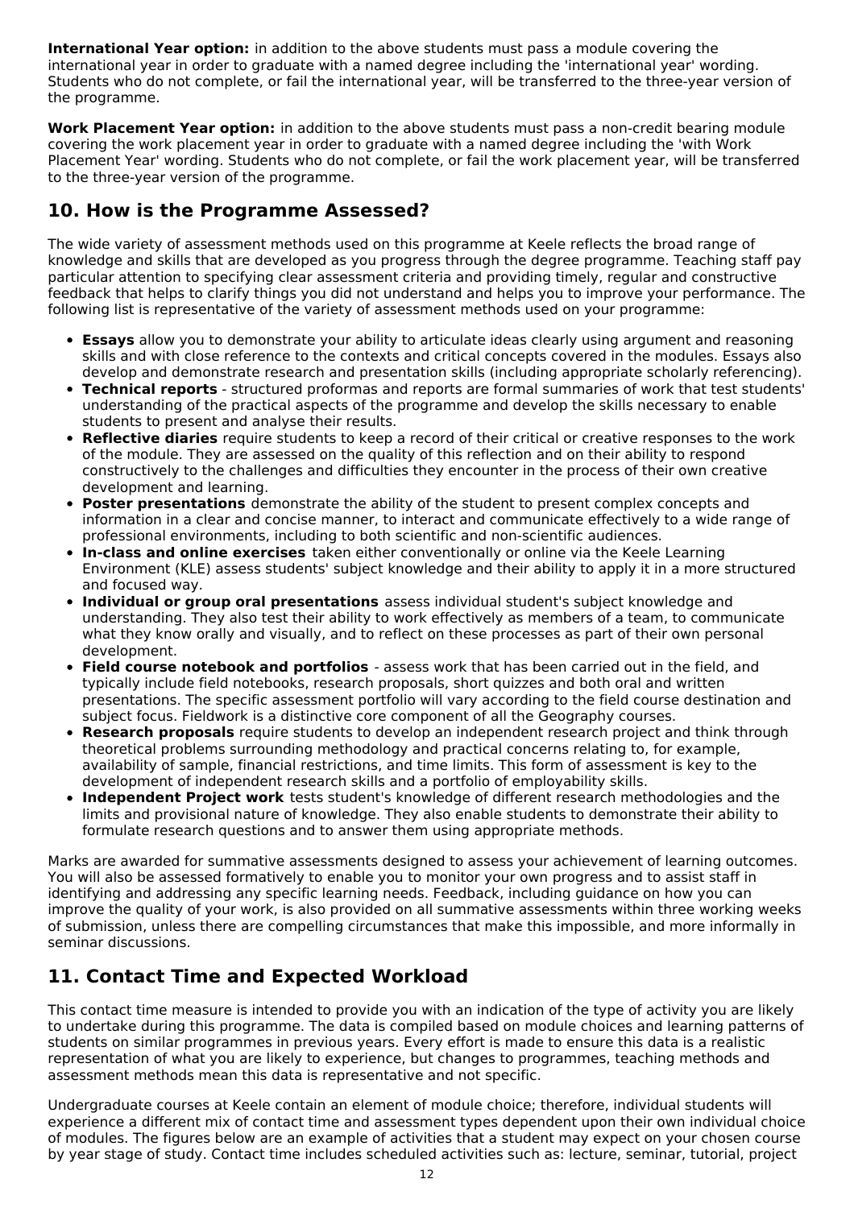**International Year option:** in addition to the above students must pass a module covering the international year in order to graduate with a named degree including the 'international year' wording. Students who do not complete, or fail the international year, will be transferred to the three-year version of the programme.

**Work Placement Year option:** in addition to the above students must pass a non-credit bearing module covering the work placement year in order to graduate with a named degree including the 'with Work Placement Year' wording. Students who do not complete, or fail the work placement year, will be transferred to the three-year version of the programme.

## 10. How is the Programme Assessed?

The wide variety of assessment methods used on this programme at Keele reflects the broad range of knowledge and skills that are developed as you progress through the degree programme. Teaching staff pay particular attention to specifying clear assessment criteria and providing timely, regular and constructive feedback that helps to clarify things you did not understand and helps you to improve your performance. The following list is representative of the variety of assessment methods used on your programme:

- **Essays** allow you to demonstrate your ability to articulate ideas clearly using argument and reasoning skills and with close reference to the contexts and critical concepts covered in the modules. Essays also develop and demonstrate research and presentation skills (including appropriate scholarly referencing).
- **Technical reports** - structured proformas and reports are formal summaries of work that test students' understanding of the practical aspects of the programme and develop the skills necessary to enable students to present and analyse their results.
- **Reflective diaries** require students to keep a record of their critical or creative responses to the work of the module. They are assessed on the quality of this reflection and on their ability to respond constructively to the challenges and difficulties they encounter in the process of their own creative development and learning.
- **Poster presentations** demonstrate the ability of the student to present complex concepts and information in a clear and concise manner, to interact and communicate effectively to a wide range of professional environments, including to both scientific and non-scientific audiences.
- **In-class and online exercises** taken either conventionally or online via the Keele Learning Environment (KLE) assess students' subject knowledge and their ability to apply it in a more structured and focused way.
- **Individual or group oral presentations** assess individual student's subject knowledge and understanding. They also test their ability to work effectively as members of a team, to communicate what they know orally and visually, and to reflect on these processes as part of their own personal development.
- **Field course notebook and portfolios** - assess work that has been carried out in the field, and typically include field notebooks, research proposals, short quizzes and both oral and written presentations. The specific assessment portfolio will vary according to the field course destination and subject focus. Fieldwork is a distinctive core component of all the Geography courses.
- **Research proposals** require students to develop an independent research project and think through theoretical problems surrounding methodology and practical concerns relating to, for example, availability of sample, financial restrictions, and time limits. This form of assessment is key to the development of independent research skills and a portfolio of employability skills.
- **Independent Project work** tests student's knowledge of different research methodologies and the limits and provisional nature of knowledge. They also enable students to demonstrate their ability to formulate research questions and to answer them using appropriate methods.

Marks are awarded for summative assessments designed to assess your achievement of learning outcomes. You will also be assessed formatively to enable you to monitor your own progress and to assist staff in identifying and addressing any specific learning needs. Feedback, including guidance on how you can improve the quality of your work, is also provided on all summative assessments within three working weeks of submission, unless there are compelling circumstances that make this impossible, and more informally in seminar discussions.

## 11. Contact Time and Expected Workload

This contact time measure is intended to provide you with an indication of the type of activity you are likely to undertake during this programme. The data is compiled based on module choices and learning patterns of students on similar programmes in previous years. Every effort is made to ensure this data is a realistic representation of what you are likely to experience, but changes to programmes, teaching methods and assessment methods mean this data is representative and not specific.

Undergraduate courses at Keele contain an element of module choice; therefore, individual students will experience a different mix of contact time and assessment types dependent upon their own individual choice of modules. The figures below are an example of activities that a student may expect on your chosen course by year stage of study. Contact time includes scheduled activities such as: lecture, seminar, tutorial, project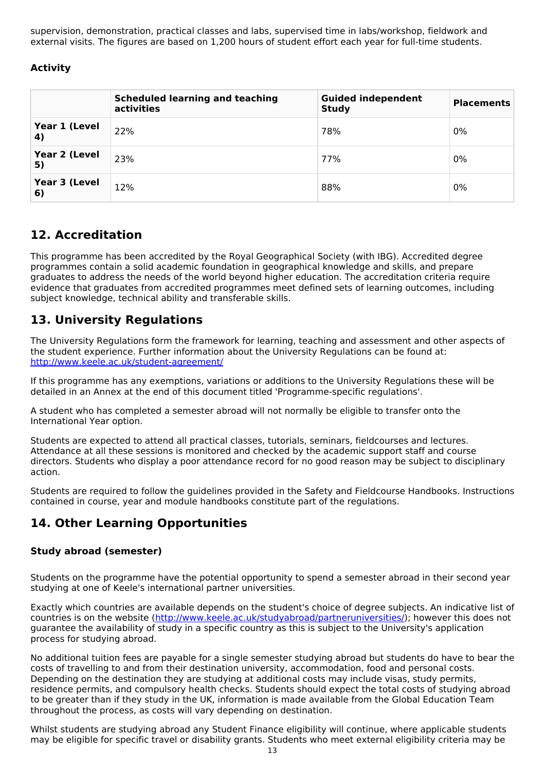supervision, demonstration, practical classes and labs, supervised time in labs/workshop, fieldwork and external visits. The figures are based on 1,200 hours of student effort each year for full-time students.

**Activity**

| | Scheduled learning and teaching activities | Guided independent Study | Placements |
|---|---|---|---|
| **Year 1 (Level 4)** | 22% | 78% | 0% |
| **Year 2 (Level 5)** | 23% | 77% | 0% |
| **Year 3 (Level 6)** | 12% | 88% | 0% |

## 12. Accreditation

This programme has been accredited by the Royal Geographical Society (with IBG). Accredited degree programmes contain a solid academic foundation in geographical knowledge and skills, and prepare graduates to address the needs of the world beyond higher education. The accreditation criteria require evidence that graduates from accredited programmes meet defined sets of learning outcomes, including subject knowledge, technical ability and transferable skills.

## 13. University Regulations

The University Regulations form the framework for learning, teaching and assessment and other aspects of the student experience. Further information about the University Regulations can be found at: http://www.keele.ac.uk/student-agreement/

If this programme has any exemptions, variations or additions to the University Regulations these will be detailed in an Annex at the end of this document titled 'Programme-specific regulations'.

A student who has completed a semester abroad will not normally be eligible to transfer onto the International Year option.

Students are expected to attend all practical classes, tutorials, seminars, fieldcourses and lectures. Attendance at all these sessions is monitored and checked by the academic support staff and course directors. Students who display a poor attendance record for no good reason may be subject to disciplinary action.

Students are required to follow the guidelines provided in the Safety and Fieldcourse Handbooks. Instructions contained in course, year and module handbooks constitute part of the regulations.

## 14. Other Learning Opportunities

### Study abroad (semester)

Students on the programme have the potential opportunity to spend a semester abroad in their second year studying at one of Keele's international partner universities.

Exactly which countries are available depends on the student's choice of degree subjects. An indicative list of countries is on the website (http://www.keele.ac.uk/studyabroad/partneruniversities/); however this does not guarantee the availability of study in a specific country as this is subject to the University's application process for studying abroad.

No additional tuition fees are payable for a single semester studying abroad but students do have to bear the costs of travelling to and from their destination university, accommodation, food and personal costs. Depending on the destination they are studying at additional costs may include visas, study permits, residence permits, and compulsory health checks. Students should expect the total costs of studying abroad to be greater than if they study in the UK, information is made available from the Global Education Team throughout the process, as costs will vary depending on destination.

Whilst students are studying abroad any Student Finance eligibility will continue, where applicable students may be eligible for specific travel or disability grants. Students who meet external eligibility criteria may be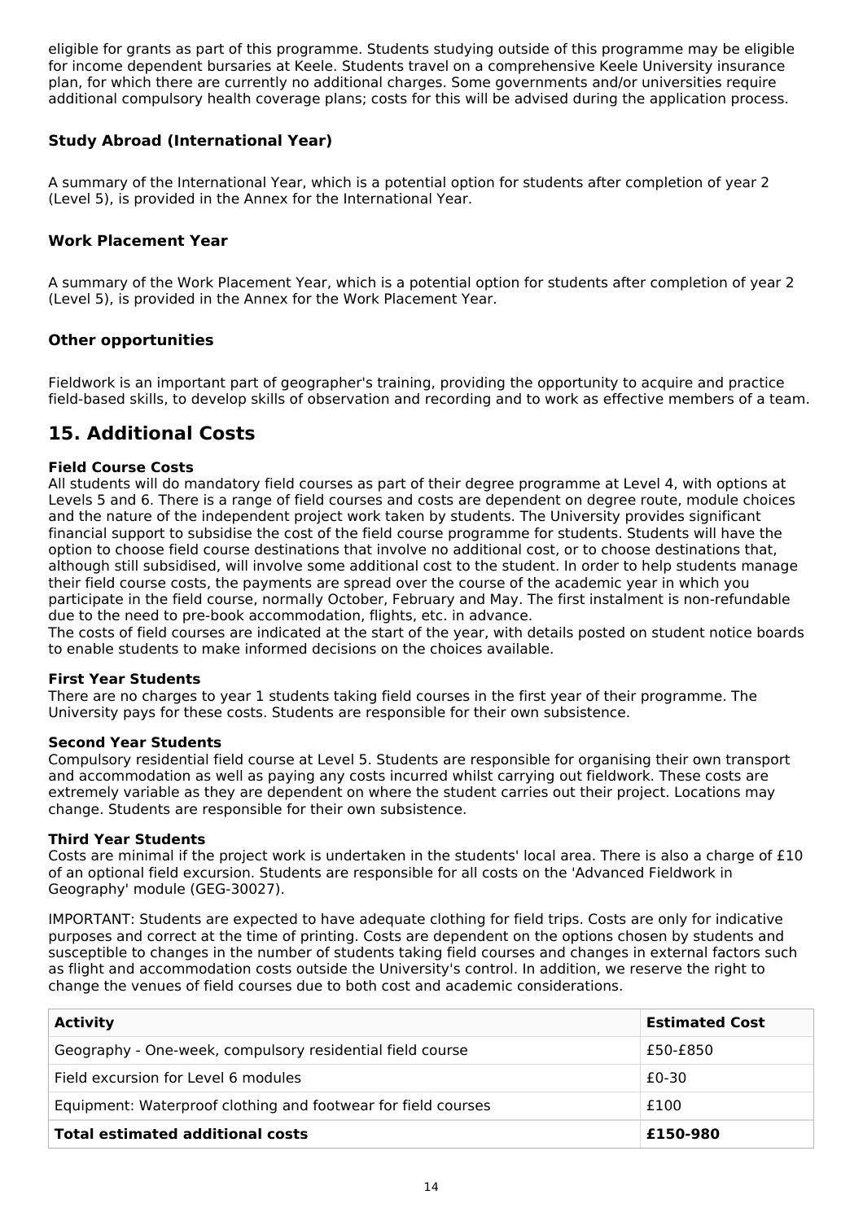eligible for grants as part of this programme. Students studying outside of this programme may be eligible for income dependent bursaries at Keele. Students travel on a comprehensive Keele University insurance plan, for which there are currently no additional charges. Some governments and/or universities require additional compulsory health coverage plans; costs for this will be advised during the application process.

### Study Abroad (International Year)

A summary of the International Year, which is a potential option for students after completion of year 2 (Level 5), is provided in the Annex for the International Year.

### Work Placement Year

A summary of the Work Placement Year, which is a potential option for students after completion of year 2 (Level 5), is provided in the Annex for the Work Placement Year.

### Other opportunities

Fieldwork is an important part of geographer's training, providing the opportunity to acquire and practice field-based skills, to develop skills of observation and recording and to work as effective members of a team.

## 15. Additional Costs

**Field Course Costs**

All students will do mandatory field courses as part of their degree programme at Level 4, with options at Levels 5 and 6. There is a range of field courses and costs are dependent on degree route, module choices and the nature of the independent project work taken by students. The University provides significant financial support to subsidise the cost of the field course programme for students. Students will have the option to choose field course destinations that involve no additional cost, or to choose destinations that, although still subsidised, will involve some additional cost to the student. In order to help students manage their field course costs, the payments are spread over the course of the academic year in which you participate in the field course, normally October, February and May. The first instalment is non-refundable due to the need to pre-book accommodation, flights, etc. in advance.

The costs of field courses are indicated at the start of the year, with details posted on student notice boards to enable students to make informed decisions on the choices available.

**First Year Students**

There are no charges to year 1 students taking field courses in the first year of their programme. The University pays for these costs. Students are responsible for their own subsistence.

**Second Year Students**

Compulsory residential field course at Level 5. Students are responsible for organising their own transport and accommodation as well as paying any costs incurred whilst carrying out fieldwork. These costs are extremely variable as they are dependent on where the student carries out their project. Locations may change. Students are responsible for their own subsistence.

**Third Year Students**

Costs are minimal if the project work is undertaken in the students' local area. There is also a charge of £10 of an optional field excursion. Students are responsible for all costs on the 'Advanced Fieldwork in Geography' module (GEG-30027).

IMPORTANT: Students are expected to have adequate clothing for field trips. Costs are only for indicative purposes and correct at the time of printing. Costs are dependent on the options chosen by students and susceptible to changes in the number of students taking field courses and changes in external factors such as flight and accommodation costs outside the University's control. In addition, we reserve the right to change the venues of field courses due to both cost and academic considerations.

| Activity | Estimated Cost |
|---|---|
| Geography - One-week, compulsory residential field course | £50-£850 |
| Field excursion for Level 6 modules | £0-30 |
| Equipment: Waterproof clothing and footwear for field courses | £100 |
| **Total estimated additional costs** | **£150-980** |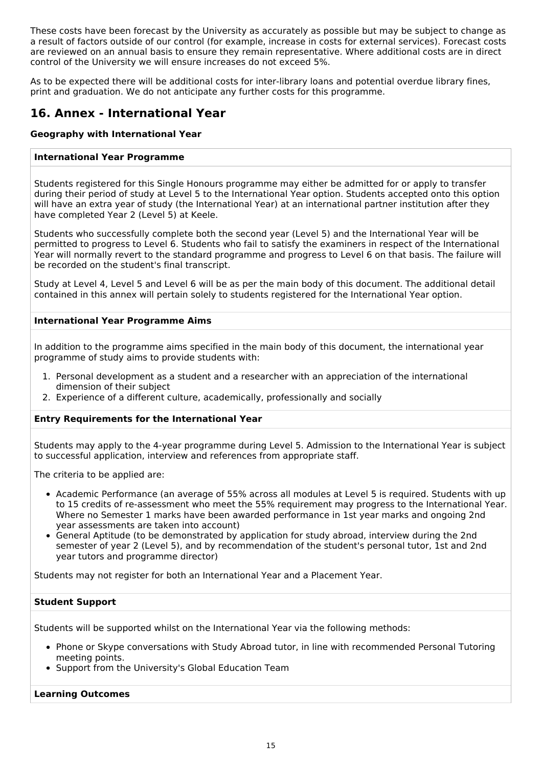These costs have been forecast by the University as accurately as possible but may be subject to change as a result of factors outside of our control (for example, increase in costs for external services). Forecast costs are reviewed on an annual basis to ensure they remain representative. Where additional costs are in direct control of the University we will ensure increases do not exceed 5%.

As to be expected there will be additional costs for inter-library loans and potential overdue library fines, print and graduation. We do not anticipate any further costs for this programme.

## 16. Annex - International Year

**Geography with International Year**

**International Year Programme**

Students registered for this Single Honours programme may either be admitted for or apply to transfer during their period of study at Level 5 to the International Year option. Students accepted onto this option will have an extra year of study (the International Year) at an international partner institution after they have completed Year 2 (Level 5) at Keele.

Students who successfully complete both the second year (Level 5) and the International Year will be permitted to progress to Level 6. Students who fail to satisfy the examiners in respect of the International Year will normally revert to the standard programme and progress to Level 6 on that basis. The failure will be recorded on the student's final transcript.

Study at Level 4, Level 5 and Level 6 will be as per the main body of this document. The additional detail contained in this annex will pertain solely to students registered for the International Year option.

**International Year Programme Aims**

In addition to the programme aims specified in the main body of this document, the international year programme of study aims to provide students with:

1. Personal development as a student and a researcher with an appreciation of the international dimension of their subject
2. Experience of a different culture, academically, professionally and socially

**Entry Requirements for the International Year**

Students may apply to the 4-year programme during Level 5. Admission to the International Year is subject to successful application, interview and references from appropriate staff.

The criteria to be applied are:

- Academic Performance (an average of 55% across all modules at Level 5 is required. Students with up to 15 credits of re-assessment who meet the 55% requirement may progress to the International Year. Where no Semester 1 marks have been awarded performance in 1st year marks and ongoing 2nd year assessments are taken into account)
- General Aptitude (to be demonstrated by application for study abroad, interview during the 2nd semester of year 2 (Level 5), and by recommendation of the student's personal tutor, 1st and 2nd year tutors and programme director)

Students may not register for both an International Year and a Placement Year.

**Student Support**

Students will be supported whilst on the International Year via the following methods:

- Phone or Skype conversations with Study Abroad tutor, in line with recommended Personal Tutoring meeting points.
- Support from the University's Global Education Team

**Learning Outcomes**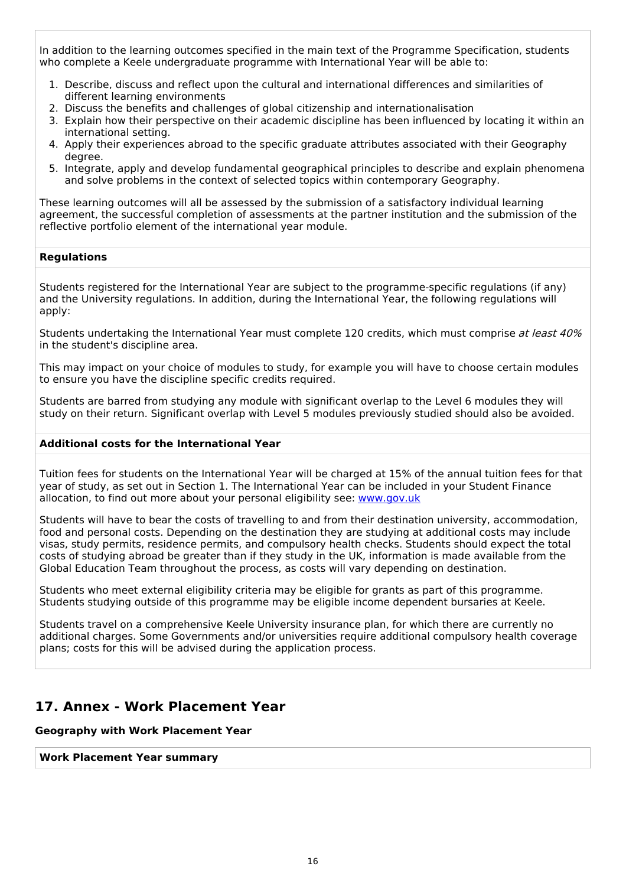In addition to the learning outcomes specified in the main text of the Programme Specification, students who complete a Keele undergraduate programme with International Year will be able to:

1. Describe, discuss and reflect upon the cultural and international differences and similarities of different learning environments
2. Discuss the benefits and challenges of global citizenship and internationalisation
3. Explain how their perspective on their academic discipline has been influenced by locating it within an international setting.
4. Apply their experiences abroad to the specific graduate attributes associated with their Geography degree.
5. Integrate, apply and develop fundamental geographical principles to describe and explain phenomena and solve problems in the context of selected topics within contemporary Geography.

These learning outcomes will all be assessed by the submission of a satisfactory individual learning agreement, the successful completion of assessments at the partner institution and the submission of the reflective portfolio element of the international year module.

**Regulations**

Students registered for the International Year are subject to the programme-specific regulations (if any) and the University regulations. In addition, during the International Year, the following regulations will apply:

Students undertaking the International Year must complete 120 credits, which must comprise *at least 40%* in the student's discipline area.

This may impact on your choice of modules to study, for example you will have to choose certain modules to ensure you have the discipline specific credits required.

Students are barred from studying any module with significant overlap to the Level 6 modules they will study on their return. Significant overlap with Level 5 modules previously studied should also be avoided.

**Additional costs for the International Year**

Tuition fees for students on the International Year will be charged at 15% of the annual tuition fees for that year of study, as set out in Section 1. The International Year can be included in your Student Finance allocation, to find out more about your personal eligibility see: [www.gov.uk](www.gov.uk)

Students will have to bear the costs of travelling to and from their destination university, accommodation, food and personal costs. Depending on the destination they are studying at additional costs may include visas, study permits, residence permits, and compulsory health checks. Students should expect the total costs of studying abroad be greater than if they study in the UK, information is made available from the Global Education Team throughout the process, as costs will vary depending on destination.

Students who meet external eligibility criteria may be eligible for grants as part of this programme. Students studying outside of this programme may be eligible income dependent bursaries at Keele.

Students travel on a comprehensive Keele University insurance plan, for which there are currently no additional charges. Some Governments and/or universities require additional compulsory health coverage plans; costs for this will be advised during the application process.

## 17. Annex - Work Placement Year

**Geography with Work Placement Year**

**Work Placement Year summary**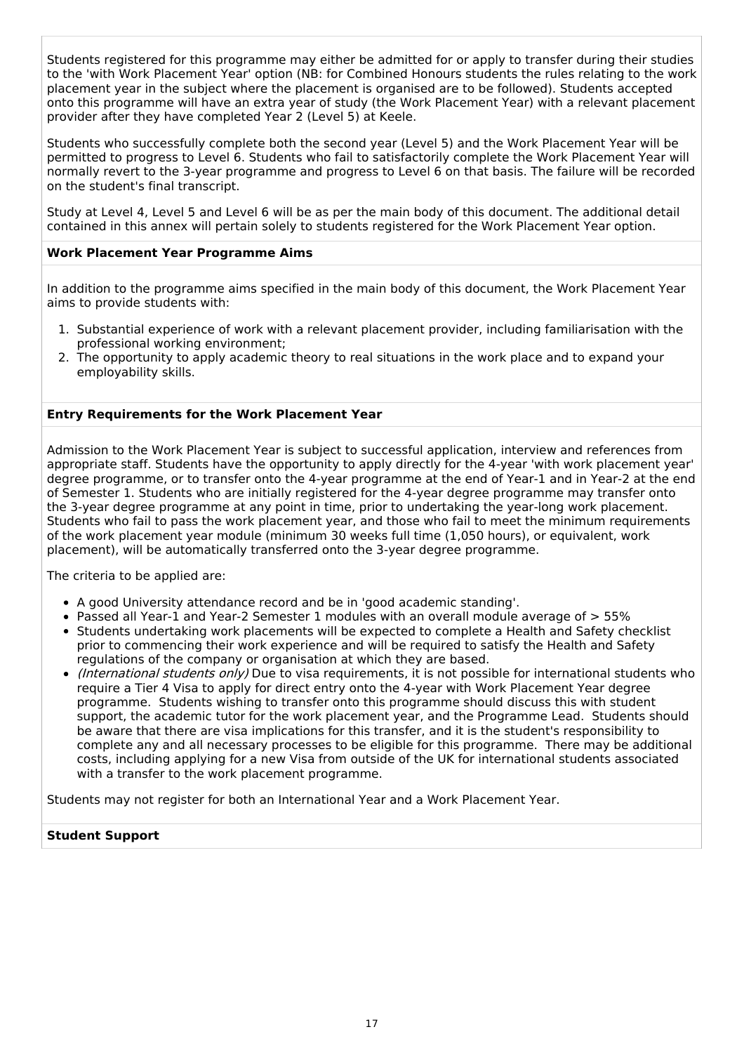Students registered for this programme may either be admitted for or apply to transfer during their studies to the 'with Work Placement Year' option (NB: for Combined Honours students the rules relating to the work placement year in the subject where the placement is organised are to be followed). Students accepted onto this programme will have an extra year of study (the Work Placement Year) with a relevant placement provider after they have completed Year 2 (Level 5) at Keele.

Students who successfully complete both the second year (Level 5) and the Work Placement Year will be permitted to progress to Level 6. Students who fail to satisfactorily complete the Work Placement Year will normally revert to the 3-year programme and progress to Level 6 on that basis. The failure will be recorded on the student's final transcript.

Study at Level 4, Level 5 and Level 6 will be as per the main body of this document. The additional detail contained in this annex will pertain solely to students registered for the Work Placement Year option.

**Work Placement Year Programme Aims**

In addition to the programme aims specified in the main body of this document, the Work Placement Year aims to provide students with:

1. Substantial experience of work with a relevant placement provider, including familiarisation with the professional working environment;
2. The opportunity to apply academic theory to real situations in the work place and to expand your employability skills.

**Entry Requirements for the Work Placement Year**

Admission to the Work Placement Year is subject to successful application, interview and references from appropriate staff. Students have the opportunity to apply directly for the 4-year 'with work placement year' degree programme, or to transfer onto the 4-year programme at the end of Year-1 and in Year-2 at the end of Semester 1. Students who are initially registered for the 4-year degree programme may transfer onto the 3-year degree programme at any point in time, prior to undertaking the year-long work placement. Students who fail to pass the work placement year, and those who fail to meet the minimum requirements of the work placement year module (minimum 30 weeks full time (1,050 hours), or equivalent, work placement), will be automatically transferred onto the 3-year degree programme.

The criteria to be applied are:

- A good University attendance record and be in 'good academic standing'.
- Passed all Year-1 and Year-2 Semester 1 modules with an overall module average of > 55%
- Students undertaking work placements will be expected to complete a Health and Safety checklist prior to commencing their work experience and will be required to satisfy the Health and Safety regulations of the company or organisation at which they are based.
- *(International students only)* Due to visa requirements, it is not possible for international students who require a Tier 4 Visa to apply for direct entry onto the 4-year with Work Placement Year degree programme. Students wishing to transfer onto this programme should discuss this with student support, the academic tutor for the work placement year, and the Programme Lead. Students should be aware that there are visa implications for this transfer, and it is the student's responsibility to complete any and all necessary processes to be eligible for this programme. There may be additional costs, including applying for a new Visa from outside of the UK for international students associated with a transfer to the work placement programme.

Students may not register for both an International Year and a Work Placement Year.

**Student Support**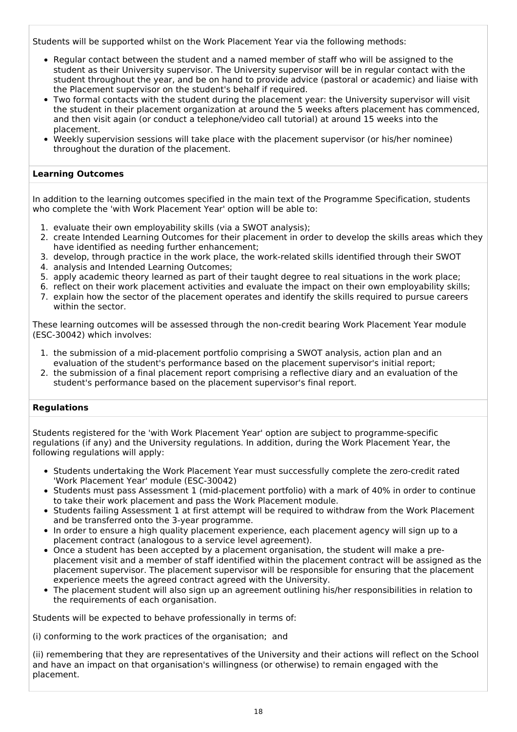Students will be supported whilst on the Work Placement Year via the following methods:

- Regular contact between the student and a named member of staff who will be assigned to the student as their University supervisor. The University supervisor will be in regular contact with the student throughout the year, and be on hand to provide advice (pastoral or academic) and liaise with the Placement supervisor on the student's behalf if required.
- Two formal contacts with the student during the placement year: the University supervisor will visit the student in their placement organization at around the 5 weeks afters placement has commenced, and then visit again (or conduct a telephone/video call tutorial) at around 15 weeks into the placement.
- Weekly supervision sessions will take place with the placement supervisor (or his/her nominee) throughout the duration of the placement.

**Learning Outcomes**

In addition to the learning outcomes specified in the main text of the Programme Specification, students who complete the 'with Work Placement Year' option will be able to:

1. evaluate their own employability skills (via a SWOT analysis);
2. create Intended Learning Outcomes for their placement in order to develop the skills areas which they have identified as needing further enhancement;
3. develop, through practice in the work place, the work-related skills identified through their SWOT
4. analysis and Intended Learning Outcomes;
5. apply academic theory learned as part of their taught degree to real situations in the work place;
6. reflect on their work placement activities and evaluate the impact on their own employability skills;
7. explain how the sector of the placement operates and identify the skills required to pursue careers within the sector.

These learning outcomes will be assessed through the non-credit bearing Work Placement Year module (ESC-30042) which involves:

1. the submission of a mid-placement portfolio comprising a SWOT analysis, action plan and an evaluation of the student's performance based on the placement supervisor's initial report;
2. the submission of a final placement report comprising a reflective diary and an evaluation of the student's performance based on the placement supervisor's final report.

**Regulations**

Students registered for the 'with Work Placement Year' option are subject to programme-specific regulations (if any) and the University regulations. In addition, during the Work Placement Year, the following regulations will apply:

- Students undertaking the Work Placement Year must successfully complete the zero-credit rated 'Work Placement Year' module (ESC-30042)
- Students must pass Assessment 1 (mid-placement portfolio) with a mark of 40% in order to continue to take their work placement and pass the Work Placement module.
- Students failing Assessment 1 at first attempt will be required to withdraw from the Work Placement and be transferred onto the 3-year programme.
- In order to ensure a high quality placement experience, each placement agency will sign up to a placement contract (analogous to a service level agreement).
- Once a student has been accepted by a placement organisation, the student will make a pre-placement visit and a member of staff identified within the placement contract will be assigned as the placement supervisor. The placement supervisor will be responsible for ensuring that the placement experience meets the agreed contract agreed with the University.
- The placement student will also sign up an agreement outlining his/her responsibilities in relation to the requirements of each organisation.

Students will be expected to behave professionally in terms of:

(i) conforming to the work practices of the organisation; and

(ii) remembering that they are representatives of the University and their actions will reflect on the School and have an impact on that organisation's willingness (or otherwise) to remain engaged with the placement.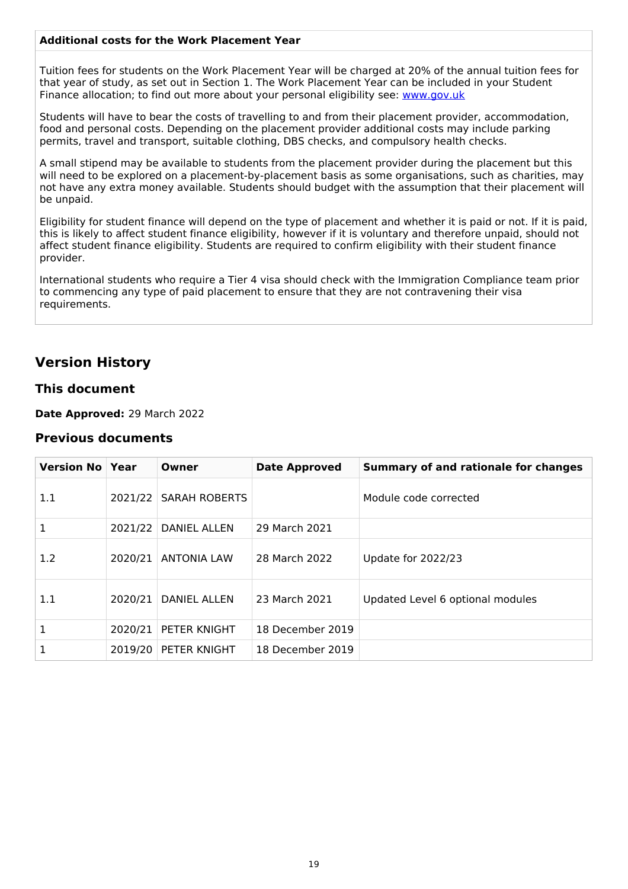**Additional costs for the Work Placement Year**

Tuition fees for students on the Work Placement Year will be charged at 20% of the annual tuition fees for that year of study, as set out in Section 1. The Work Placement Year can be included in your Student Finance allocation; to find out more about your personal eligibility see: [www.gov.uk](www.gov.uk)

Students will have to bear the costs of travelling to and from their placement provider, accommodation, food and personal costs. Depending on the placement provider additional costs may include parking permits, travel and transport, suitable clothing, DBS checks, and compulsory health checks.

A small stipend may be available to students from the placement provider during the placement but this will need to be explored on a placement-by-placement basis as some organisations, such as charities, may not have any extra money available. Students should budget with the assumption that their placement will be unpaid.

Eligibility for student finance will depend on the type of placement and whether it is paid or not. If it is paid, this is likely to affect student finance eligibility, however if it is voluntary and therefore unpaid, should not affect student finance eligibility. Students are required to confirm eligibility with their student finance provider.

International students who require a Tier 4 visa should check with the Immigration Compliance team prior to commencing any type of paid placement to ensure that they are not contravening their visa requirements.

## Version History

### This document

**Date Approved:** 29 March 2022

### Previous documents

| Version No | Year | Owner | Date Approved | Summary of and rationale for changes |
|---|---|---|---|---|
| 1.1 | 2021/22 | SARAH ROBERTS | | Module code corrected |
| 1 | 2021/22 | DANIEL ALLEN | 29 March 2021 | |
| 1.2 | 2020/21 | ANTONIA LAW | 28 March 2022 | Update for 2022/23 |
| 1.1 | 2020/21 | DANIEL ALLEN | 23 March 2021 | Updated Level 6 optional modules |
| 1 | 2020/21 | PETER KNIGHT | 18 December 2019 | |
| 1 | 2019/20 | PETER KNIGHT | 18 December 2019 | |